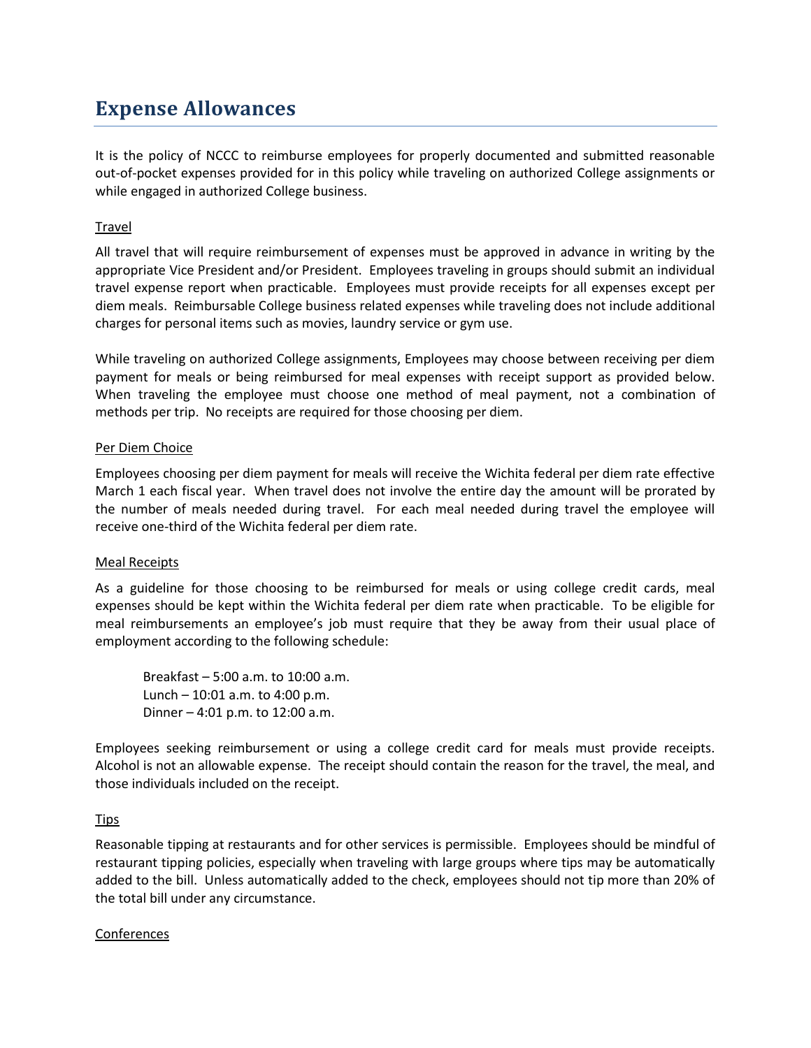# Expense Allowances

It is the policy of NCCC to reimburse employees for properly documented and submitted reasonable out-of-pocket expenses provided for in this policy while traveling on authorized College assignments or while engaged in authorized College business.

Travel

All travel that will require reimbursement of expenses must be approved in advance in writing by the appropriate Vice President and/or President. Employees traveling in groups should submit an individual travel expense report when practicable. Employees must provide receipts for all expenses except per diem meals. Reimbursable College business related expenses while traveling does not include additional charges for personal items such as movies, laundry service or gym use.

While traveling on authorized College assignments, Employees may choose between receiving per diem payment for meals or being reimbursed for meal expenses with receipt support as provided below. When traveling the employee must choose one method of meal payment, not a combination of methods per trip. No receipts are required for those choosing per diem.

Per Diem Choice

Employees choosing per diem payment for meals will receive the Wichita federal per diem rate effective March 1 each fiscal year. When travel does not involve the entire day the amount will be prorated by the number of meals needed during travel. For each meal needed during travel the employee will receive one-third of the Wichita federal per diem rate.

Meal Receipts

As a guideline for those choosing to be reimbursed for meals or using college credit cards, meal expenses should be kept within the Wichita federal per diem rate when practicable. To be eligible for meal reimbursements an employee's job must require that they be away from their usual place of employment according to the following schedule:

Breakfast – 5:00 a.m. to 10:00 a.m.
Lunch – 10:01 a.m. to 4:00 p.m.
Dinner – 4:01 p.m. to 12:00 a.m.

Employees seeking reimbursement or using a college credit card for meals must provide receipts. Alcohol is not an allowable expense. The receipt should contain the reason for the travel, the meal, and those individuals included on the receipt.

Tips

Reasonable tipping at restaurants and for other services is permissible. Employees should be mindful of restaurant tipping policies, especially when traveling with large groups where tips may be automatically added to the bill. Unless automatically added to the check, employees should not tip more than 20% of the total bill under any circumstance.

Conferences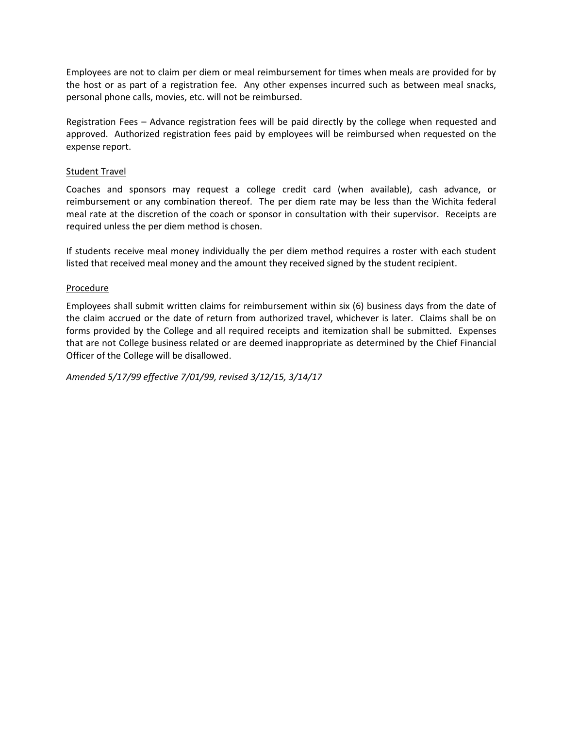Employees are not to claim per diem or meal reimbursement for times when meals are provided for by the host or as part of a registration fee. Any other expenses incurred such as between meal snacks, personal phone calls, movies, etc. will not be reimbursed.

Registration Fees – Advance registration fees will be paid directly by the college when requested and approved. Authorized registration fees paid by employees will be reimbursed when requested on the expense report.

<u>Student Travel</u>

Coaches and sponsors may request a college credit card (when available), cash advance, or reimbursement or any combination thereof. The per diem rate may be less than the Wichita federal meal rate at the discretion of the coach or sponsor in consultation with their supervisor. Receipts are required unless the per diem method is chosen.

If students receive meal money individually the per diem method requires a roster with each student listed that received meal money and the amount they received signed by the student recipient.

<u>Procedure</u>

Employees shall submit written claims for reimbursement within six (6) business days from the date of the claim accrued or the date of return from authorized travel, whichever is later. Claims shall be on forms provided by the College and all required receipts and itemization shall be submitted. Expenses that are not College business related or are deemed inappropriate as determined by the Chief Financial Officer of the College will be disallowed.

*Amended 5/17/99 effective 7/01/99, revised 3/12/15, 3/14/17*